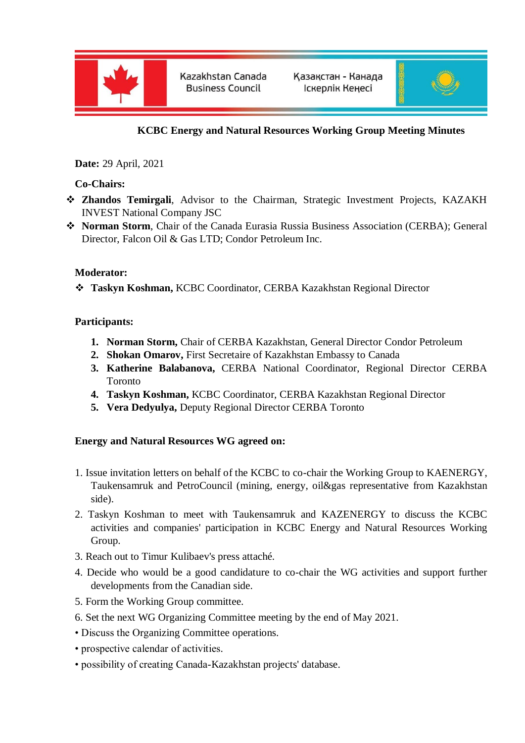Kazakhstan Canada Business Council

Қазақстан - Канада Іскерлік Кеңесі

## KCBC Energy and Natural Resources Working Group Meeting Minutes

**Date:** 29 April, 2021

**Co-Chairs:**

- **Zhandos Temirgali**, Advisor to the Chairman, Strategic Investment Projects, KAZAKH INVEST National Company JSC
- **Norman Storm**, Chair of the Canada Eurasia Russia Business Association (CERBA); General Director, Falcon Oil & Gas LTD; Condor Petroleum Inc.

**Moderator:**

- **Taskyn Koshman,** KCBC Coordinator, CERBA Kazakhstan Regional Director

**Participants:**

1. **Norman Storm,** Chair of CERBA Kazakhstan, General Director Condor Petroleum
2. **Shokan Omarov,** First Secretaire of Kazakhstan Embassy to Canada
3. **Katherine Balabanova,** CERBA National Coordinator, Regional Director CERBA Toronto
4. **Taskyn Koshman,** KCBC Coordinator, CERBA Kazakhstan Regional Director
5. **Vera Dedyulya,** Deputy Regional Director CERBA Toronto

**Energy and Natural Resources WG agreed on:**

1. Issue invitation letters on behalf of the KCBC to co-chair the Working Group to KAENERGY, Taukensamruk and PetroCouncil (mining, energy, oil&gas representative from Kazakhstan side).
2. Taskyn Koshman to meet with Taukensamruk and KAZENERGY to discuss the KCBC activities and companies' participation in KCBC Energy and Natural Resources Working Group.
3. Reach out to Timur Kulibaev's press attaché.
4. Decide who would be a good candidature to co-chair the WG activities and support further developments from the Canadian side.
5. Form the Working Group committee.
6. Set the next WG Organizing Committee meeting by the end of May 2021.

- Discuss the Organizing Committee operations.
- prospective calendar of activities.
- possibility of creating Canada-Kazakhstan projects' database.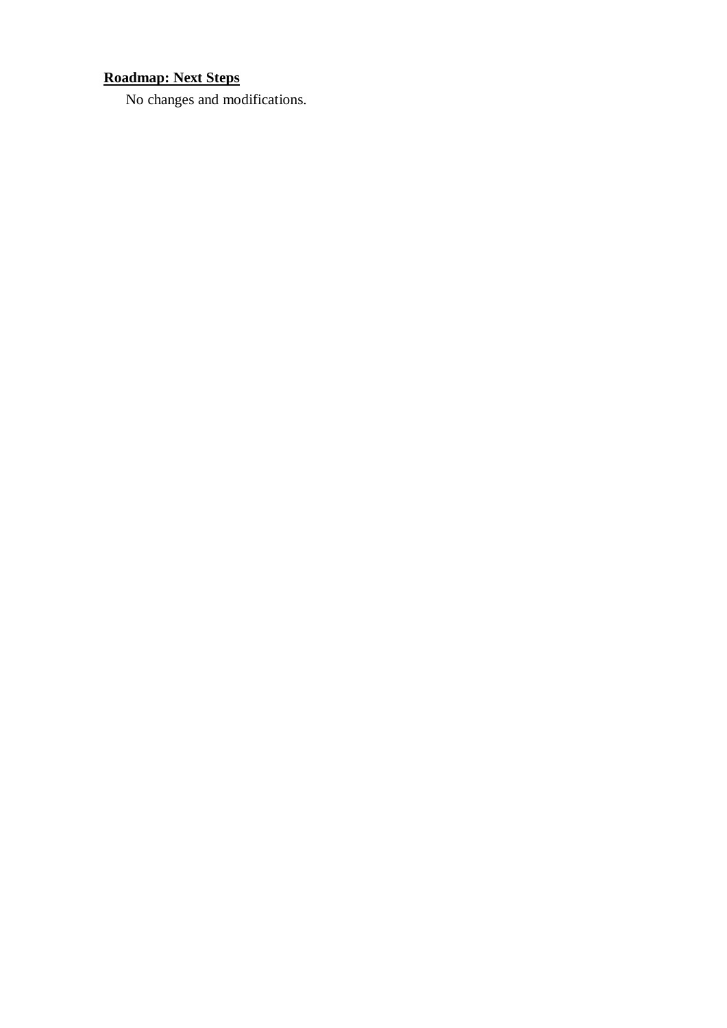**Roadmap: Next Steps**

No changes and modifications.